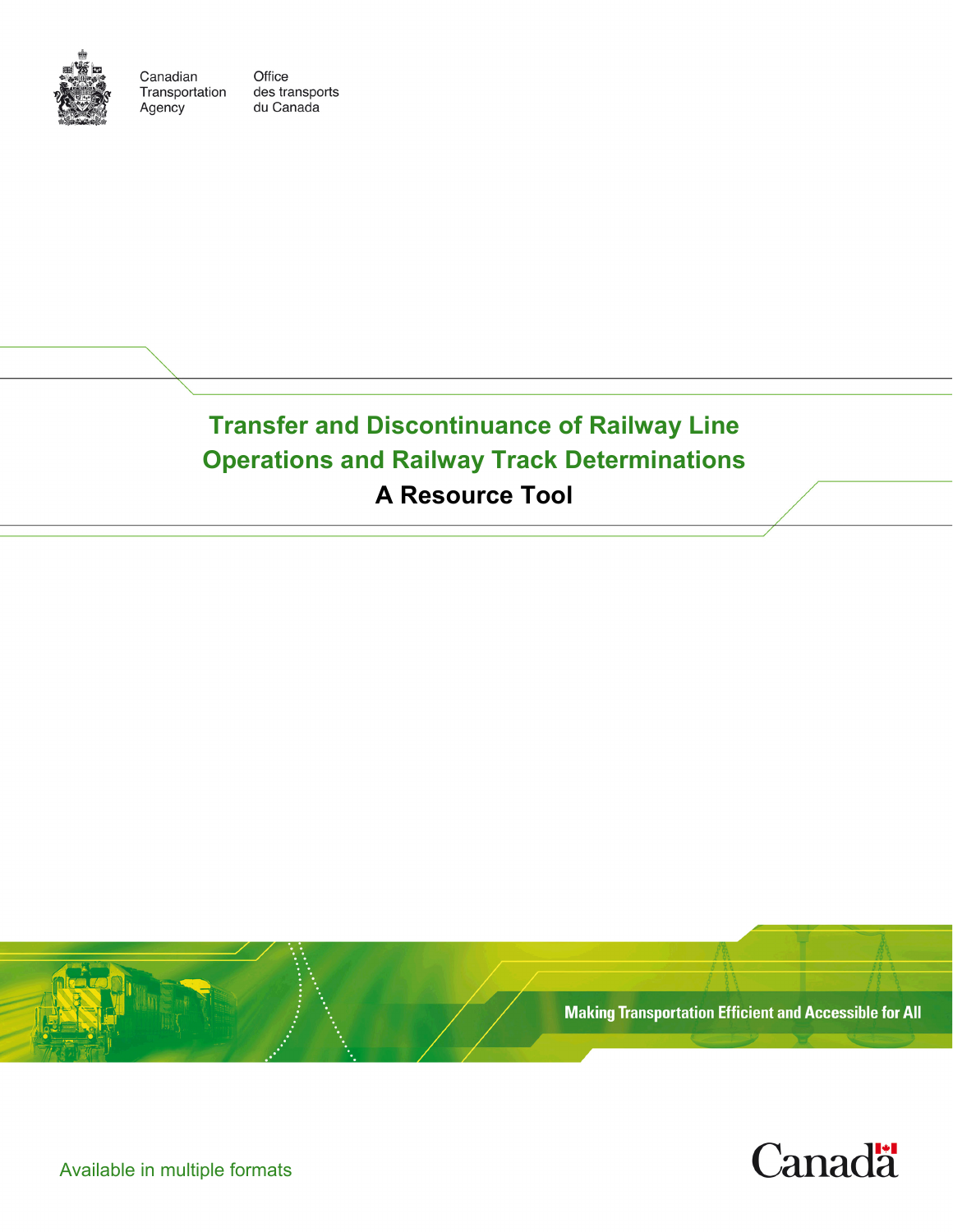Canadian Transportation Agency

Office des transports du Canada

# Transfer and Discontinuance of Railway Line Operations and Railway Track Determinations

## A Resource Tool

Making Transportation Efficient and Accessible for All

Available in multiple formats

Canada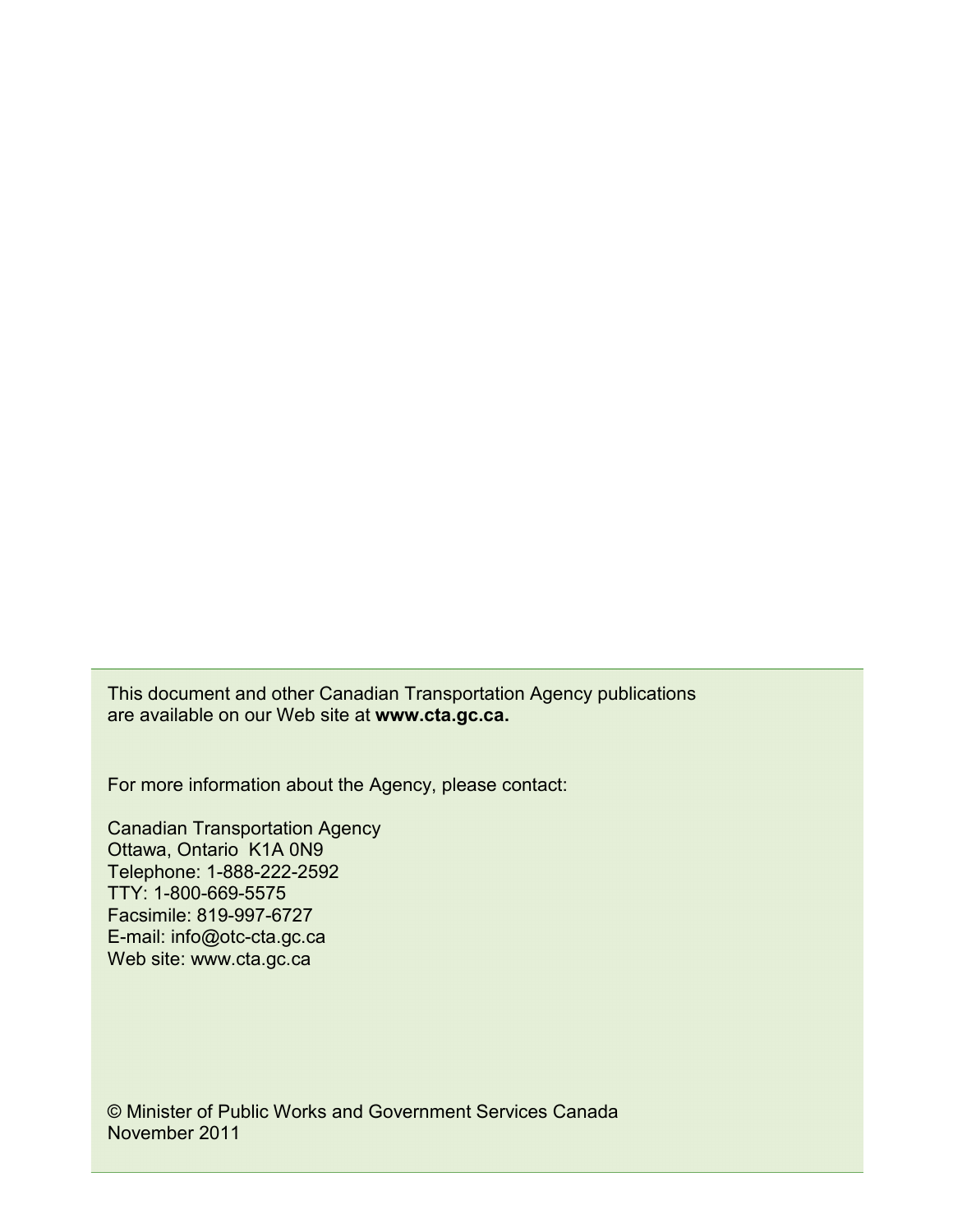This document and other Canadian Transportation Agency publications are available on our Web site at **www.cta.gc.ca.**

For more information about the Agency, please contact:

Canadian Transportation Agency  
Ottawa, Ontario  K1A 0N9  
Telephone: 1-888-222-2592  
TTY: 1-800-669-5575  
Facsimile: 819-997-6727  
E-mail: info@otc-cta.gc.ca  
Web site: www.cta.gc.ca

© Minister of Public Works and Government Services Canada  
November 2011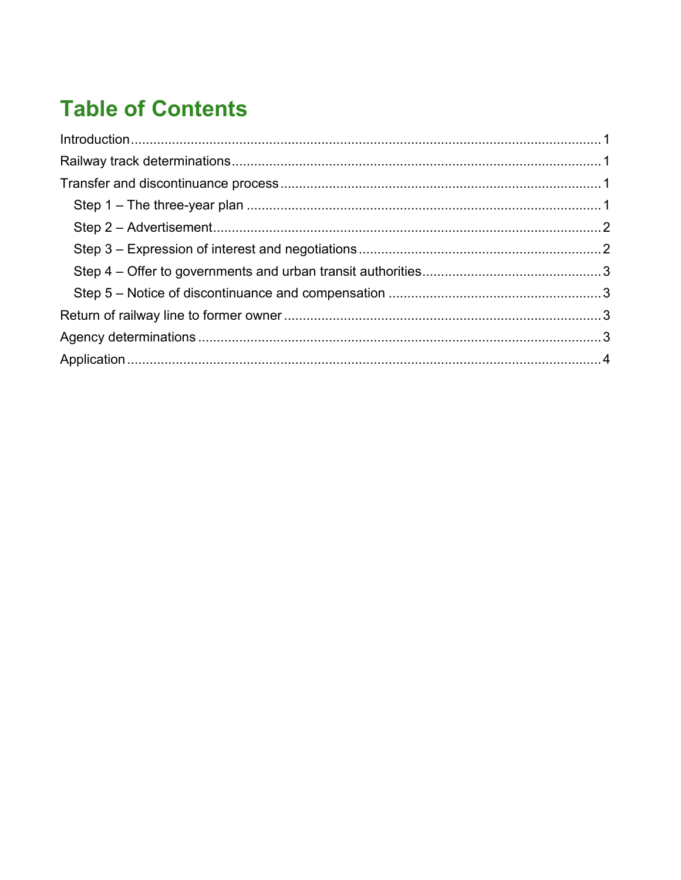# Table of Contents

- Introduction ... 1
- Railway track determinations ... 1
- Transfer and discontinuance process ... 1
  - Step 1 – The three-year plan ... 1
  - Step 2 – Advertisement ... 2
  - Step 3 – Expression of interest and negotiations ... 2
  - Step 4 – Offer to governments and urban transit authorities ... 3
  - Step 5 – Notice of discontinuance and compensation ... 3
- Return of railway line to former owner ... 3
- Agency determinations ... 3
- Application ... 4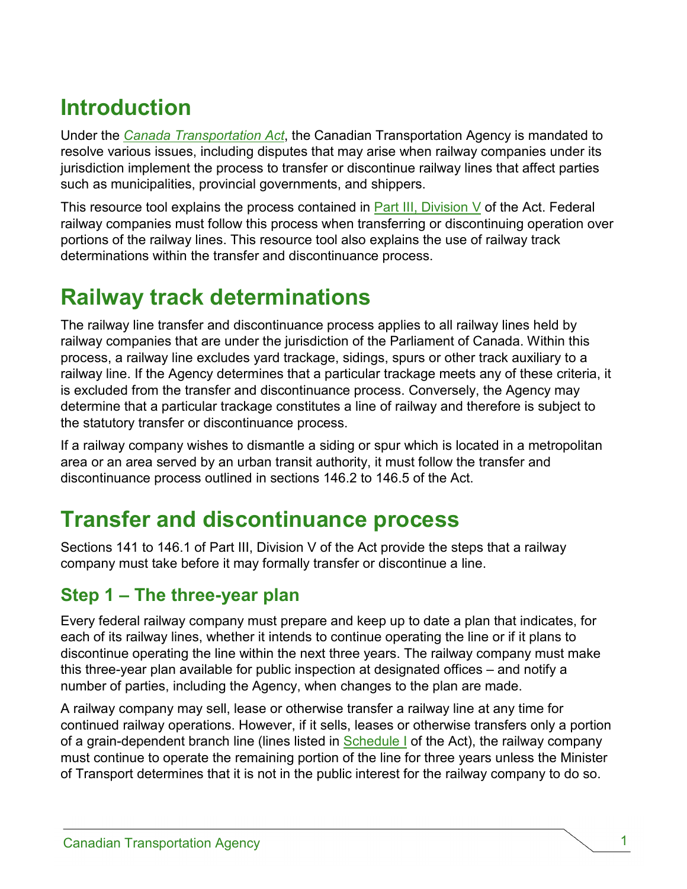# Introduction

Under the *Canada Transportation Act*, the Canadian Transportation Agency is mandated to resolve various issues, including disputes that may arise when railway companies under its jurisdiction implement the process to transfer or discontinue railway lines that affect parties such as municipalities, provincial governments, and shippers.

This resource tool explains the process contained in Part III, Division V of the Act. Federal railway companies must follow this process when transferring or discontinuing operation over portions of the railway lines. This resource tool also explains the use of railway track determinations within the transfer and discontinuance process.

# Railway track determinations

The railway line transfer and discontinuance process applies to all railway lines held by railway companies that are under the jurisdiction of the Parliament of Canada. Within this process, a railway line excludes yard trackage, sidings, spurs or other track auxiliary to a railway line. If the Agency determines that a particular trackage meets any of these criteria, it is excluded from the transfer and discontinuance process. Conversely, the Agency may determine that a particular trackage constitutes a line of railway and therefore is subject to the statutory transfer or discontinuance process.

If a railway company wishes to dismantle a siding or spur which is located in a metropolitan area or an area served by an urban transit authority, it must follow the transfer and discontinuance process outlined in sections 146.2 to 146.5 of the Act.

# Transfer and discontinuance process

Sections 141 to 146.1 of Part III, Division V of the Act provide the steps that a railway company must take before it may formally transfer or discontinue a line.

## Step 1 – The three-year plan

Every federal railway company must prepare and keep up to date a plan that indicates, for each of its railway lines, whether it intends to continue operating the line or if it plans to discontinue operating the line within the next three years. The railway company must make this three-year plan available for public inspection at designated offices – and notify a number of parties, including the Agency, when changes to the plan are made.

A railway company may sell, lease or otherwise transfer a railway line at any time for continued railway operations. However, if it sells, leases or otherwise transfers only a portion of a grain-dependent branch line (lines listed in Schedule I of the Act), the railway company must continue to operate the remaining portion of the line for three years unless the Minister of Transport determines that it is not in the public interest for the railway company to do so.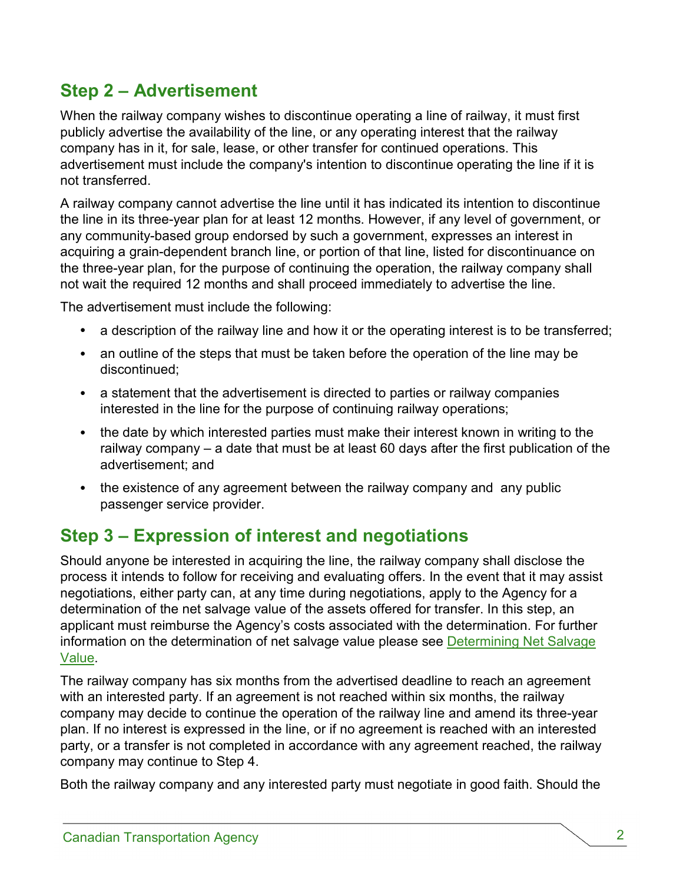## Step 2 – Advertisement

When the railway company wishes to discontinue operating a line of railway, it must first publicly advertise the availability of the line, or any operating interest that the railway company has in it, for sale, lease, or other transfer for continued operations. This advertisement must include the company's intention to discontinue operating the line if it is not transferred.

A railway company cannot advertise the line until it has indicated its intention to discontinue the line in its three-year plan for at least 12 months. However, if any level of government, or any community-based group endorsed by such a government, expresses an interest in acquiring a grain-dependent branch line, or portion of that line, listed for discontinuance on the three-year plan, for the purpose of continuing the operation, the railway company shall not wait the required 12 months and shall proceed immediately to advertise the line.

The advertisement must include the following:

- a description of the railway line and how it or the operating interest is to be transferred;
- an outline of the steps that must be taken before the operation of the line may be discontinued;
- a statement that the advertisement is directed to parties or railway companies interested in the line for the purpose of continuing railway operations;
- the date by which interested parties must make their interest known in writing to the railway company – a date that must be at least 60 days after the first publication of the advertisement; and
- the existence of any agreement between the railway company and any public passenger service provider.

## Step 3 – Expression of interest and negotiations

Should anyone be interested in acquiring the line, the railway company shall disclose the process it intends to follow for receiving and evaluating offers. In the event that it may assist negotiations, either party can, at any time during negotiations, apply to the Agency for a determination of the net salvage value of the assets offered for transfer. In this step, an applicant must reimburse the Agency's costs associated with the determination. For further information on the determination of net salvage value please see Determining Net Salvage Value.

The railway company has six months from the advertised deadline to reach an agreement with an interested party. If an agreement is not reached within six months, the railway company may decide to continue the operation of the railway line and amend its three-year plan. If no interest is expressed in the line, or if no agreement is reached with an interested party, or a transfer is not completed in accordance with any agreement reached, the railway company may continue to Step 4.

Both the railway company and any interested party must negotiate in good faith. Should the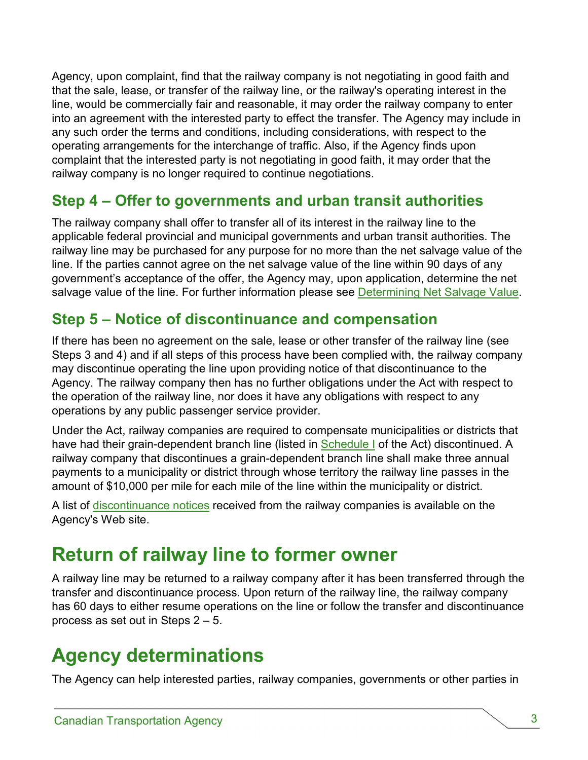Agency, upon complaint, find that the railway company is not negotiating in good faith and that the sale, lease, or transfer of the railway line, or the railway's operating interest in the line, would be commercially fair and reasonable, it may order the railway company to enter into an agreement with the interested party to effect the transfer. The Agency may include in any such order the terms and conditions, including considerations, with respect to the operating arrangements for the interchange of traffic. Also, if the Agency finds upon complaint that the interested party is not negotiating in good faith, it may order that the railway company is no longer required to continue negotiations.

## Step 4 – Offer to governments and urban transit authorities

The railway company shall offer to transfer all of its interest in the railway line to the applicable federal provincial and municipal governments and urban transit authorities. The railway line may be purchased for any purpose for no more than the net salvage value of the line. If the parties cannot agree on the net salvage value of the line within 90 days of any government's acceptance of the offer, the Agency may, upon application, determine the net salvage value of the line. For further information please see Determining Net Salvage Value.

## Step 5 – Notice of discontinuance and compensation

If there has been no agreement on the sale, lease or other transfer of the railway line (see Steps 3 and 4) and if all steps of this process have been complied with, the railway company may discontinue operating the line upon providing notice of that discontinuance to the Agency. The railway company then has no further obligations under the Act with respect to the operation of the railway line, nor does it have any obligations with respect to any operations by any public passenger service provider.

Under the Act, railway companies are required to compensate municipalities or districts that have had their grain-dependent branch line (listed in Schedule I of the Act) discontinued. A railway company that discontinues a grain-dependent branch line shall make three annual payments to a municipality or district through whose territory the railway line passes in the amount of $10,000 per mile for each mile of the line within the municipality or district.

A list of discontinuance notices received from the railway companies is available on the Agency's Web site.

# Return of railway line to former owner

A railway line may be returned to a railway company after it has been transferred through the transfer and discontinuance process. Upon return of the railway line, the railway company has 60 days to either resume operations on the line or follow the transfer and discontinuance process as set out in Steps 2 – 5.

# Agency determinations

The Agency can help interested parties, railway companies, governments or other parties in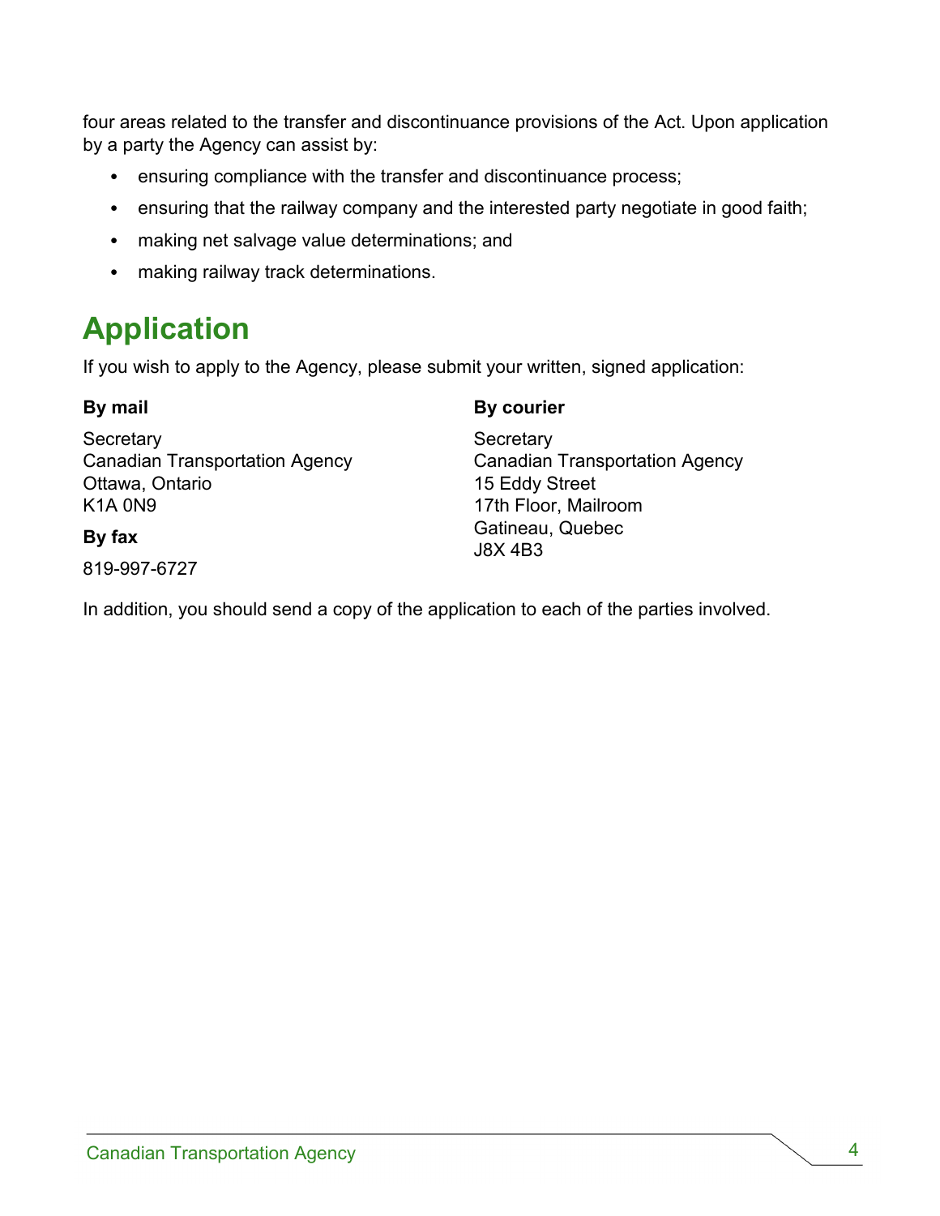four areas related to the transfer and discontinuance provisions of the Act. Upon application by a party the Agency can assist by:

- ensuring compliance with the transfer and discontinuance process;
- ensuring that the railway company and the interested party negotiate in good faith;
- making net salvage value determinations; and
- making railway track determinations.

# Application

If you wish to apply to the Agency, please submit your written, signed application:

**By mail**

Secretary  
Canadian Transportation Agency  
Ottawa, Ontario  
K1A 0N9

**By fax**

819-997-6727

**By courier**

Secretary  
Canadian Transportation Agency  
15 Eddy Street  
17th Floor, Mailroom  
Gatineau, Quebec  
J8X 4B3

In addition, you should send a copy of the application to each of the parties involved.